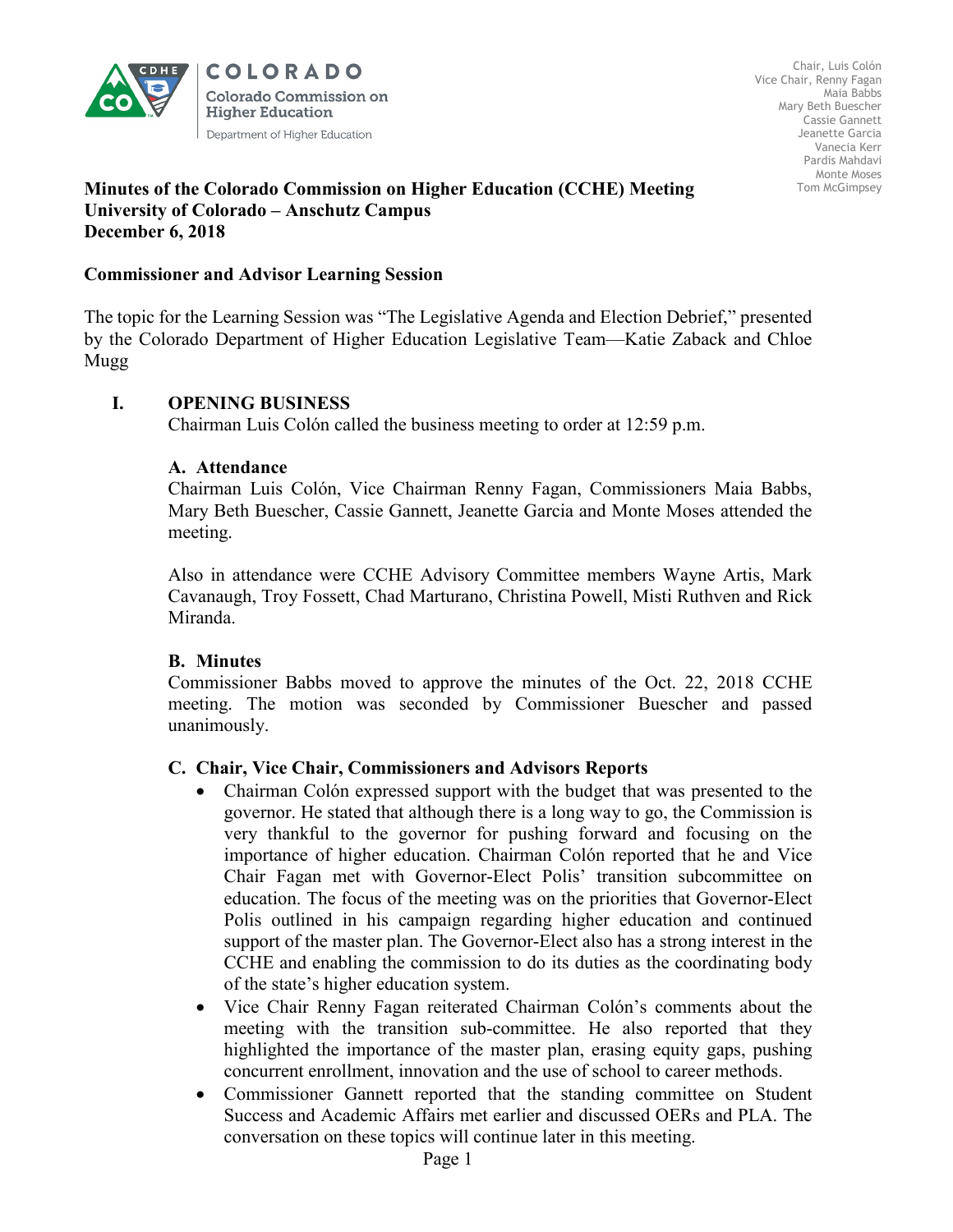COLORADO

Colorado Commission on Higher Education

Department of Higher Education

Chair, Luis Colón
Vice Chair, Renny Fagan
Maia Babbs
Mary Beth Buescher
Cassie Gannett
Jeanette Garcia
Vanecia Kerr
Pardis Mahdavi
Monte Moses
Tom McGimpsey

**Minutes of the Colorado Commission on Higher Education (CCHE) Meeting**
**University of Colorado – Anschutz Campus**
**December 6, 2018**

**Commissioner and Advisor Learning Session**

The topic for the Learning Session was "The Legislative Agenda and Election Debrief," presented by the Colorado Department of Higher Education Legislative Team—Katie Zaback and Chloe Mugg

## I. OPENING BUSINESS

Chairman Luis Colón called the business meeting to order at 12:59 p.m.

### A. Attendance

Chairman Luis Colón, Vice Chairman Renny Fagan, Commissioners Maia Babbs, Mary Beth Buescher, Cassie Gannett, Jeanette Garcia and Monte Moses attended the meeting.

Also in attendance were CCHE Advisory Committee members Wayne Artis, Mark Cavanaugh, Troy Fossett, Chad Marturano, Christina Powell, Misti Ruthven and Rick Miranda.

### B. Minutes

Commissioner Babbs moved to approve the minutes of the Oct. 22, 2018 CCHE meeting. The motion was seconded by Commissioner Buescher and passed unanimously.

### C. Chair, Vice Chair, Commissioners and Advisors Reports

- Chairman Colón expressed support with the budget that was presented to the governor. He stated that although there is a long way to go, the Commission is very thankful to the governor for pushing forward and focusing on the importance of higher education. Chairman Colón reported that he and Vice Chair Fagan met with Governor-Elect Polis' transition subcommittee on education. The focus of the meeting was on the priorities that Governor-Elect Polis outlined in his campaign regarding higher education and continued support of the master plan. The Governor-Elect also has a strong interest in the CCHE and enabling the commission to do its duties as the coordinating body of the state's higher education system.
- Vice Chair Renny Fagan reiterated Chairman Colón's comments about the meeting with the transition sub-committee. He also reported that they highlighted the importance of the master plan, erasing equity gaps, pushing concurrent enrollment, innovation and the use of school to career methods.
- Commissioner Gannett reported that the standing committee on Student Success and Academic Affairs met earlier and discussed OERs and PLA. The conversation on these topics will continue later in this meeting.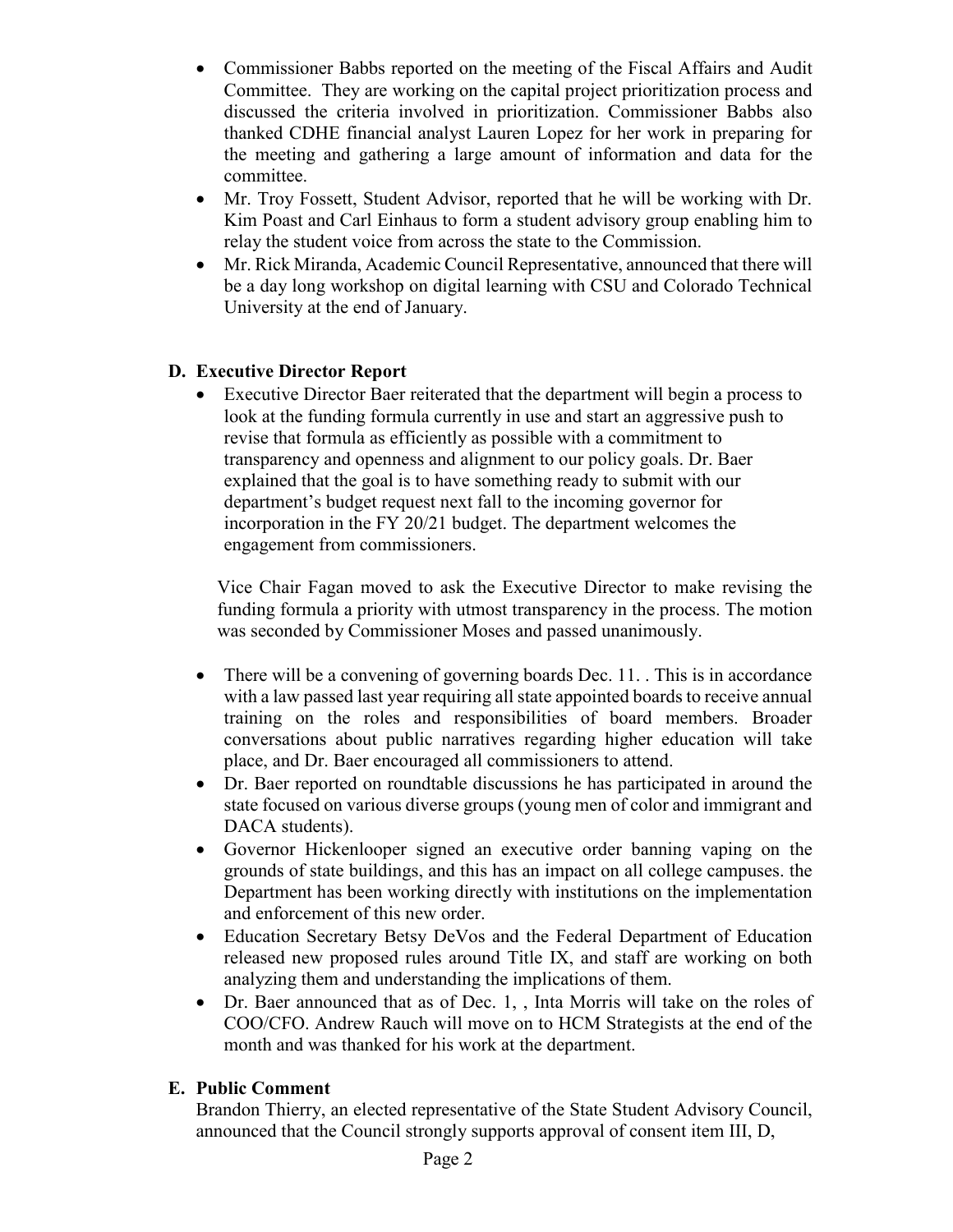- Commissioner Babbs reported on the meeting of the Fiscal Affairs and Audit Committee. They are working on the capital project prioritization process and discussed the criteria involved in prioritization. Commissioner Babbs also thanked CDHE financial analyst Lauren Lopez for her work in preparing for the meeting and gathering a large amount of information and data for the committee.
- Mr. Troy Fossett, Student Advisor, reported that he will be working with Dr. Kim Poast and Carl Einhaus to form a student advisory group enabling him to relay the student voice from across the state to the Commission.
- Mr. Rick Miranda, Academic Council Representative, announced that there will be a day long workshop on digital learning with CSU and Colorado Technical University at the end of January.

## D. Executive Director Report

- Executive Director Baer reiterated that the department will begin a process to look at the funding formula currently in use and start an aggressive push to revise that formula as efficiently as possible with a commitment to transparency and openness and alignment to our policy goals. Dr. Baer explained that the goal is to have something ready to submit with our department's budget request next fall to the incoming governor for incorporation in the FY 20/21 budget. The department welcomes the engagement from commissioners.

  Vice Chair Fagan moved to ask the Executive Director to make revising the funding formula a priority with utmost transparency in the process. The motion was seconded by Commissioner Moses and passed unanimously.

- There will be a convening of governing boards Dec. 11. . This is in accordance with a law passed last year requiring all state appointed boards to receive annual training on the roles and responsibilities of board members. Broader conversations about public narratives regarding higher education will take place, and Dr. Baer encouraged all commissioners to attend.
- Dr. Baer reported on roundtable discussions he has participated in around the state focused on various diverse groups (young men of color and immigrant and DACA students).
- Governor Hickenlooper signed an executive order banning vaping on the grounds of state buildings, and this has an impact on all college campuses. the Department has been working directly with institutions on the implementation and enforcement of this new order.
- Education Secretary Betsy DeVos and the Federal Department of Education released new proposed rules around Title IX, and staff are working on both analyzing them and understanding the implications of them.
- Dr. Baer announced that as of Dec. 1, , Inta Morris will take on the roles of COO/CFO. Andrew Rauch will move on to HCM Strategists at the end of the month and was thanked for his work at the department.

## E. Public Comment

Brandon Thierry, an elected representative of the State Student Advisory Council, announced that the Council strongly supports approval of consent item III, D,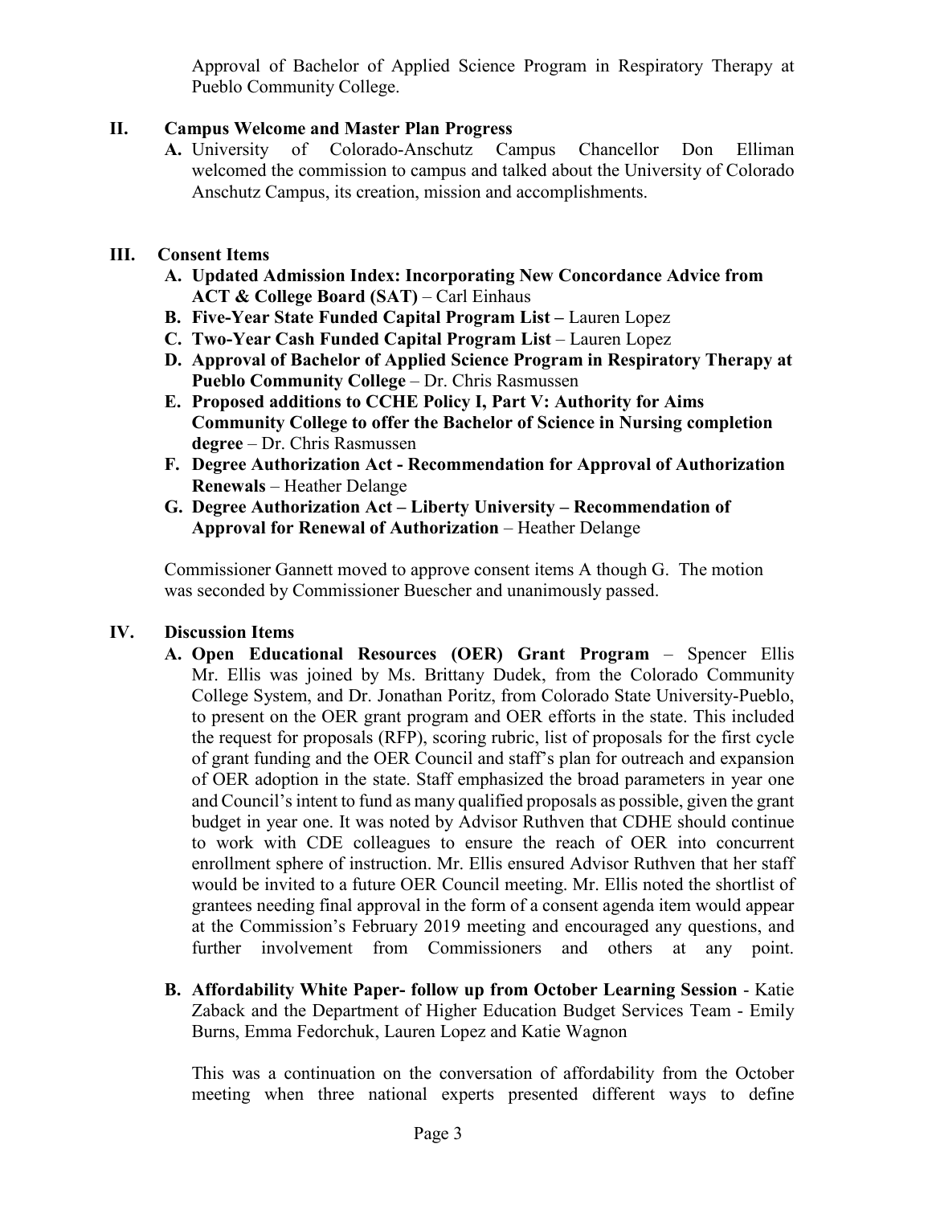Approval of Bachelor of Applied Science Program in Respiratory Therapy at Pueblo Community College.

## II. Campus Welcome and Master Plan Progress

**A.** University of Colorado-Anschutz Campus Chancellor Don Elliman welcomed the commission to campus and talked about the University of Colorado Anschutz Campus, its creation, mission and accomplishments.

## III. Consent Items

- **A. Updated Admission Index: Incorporating New Concordance Advice from ACT & College Board (SAT)** – Carl Einhaus
- **B. Five-Year State Funded Capital Program List –** Lauren Lopez
- **C. Two-Year Cash Funded Capital Program List** – Lauren Lopez
- **D. Approval of Bachelor of Applied Science Program in Respiratory Therapy at Pueblo Community College** – Dr. Chris Rasmussen
- **E. Proposed additions to CCHE Policy I, Part V: Authority for Aims Community College to offer the Bachelor of Science in Nursing completion degree** – Dr. Chris Rasmussen
- **F. Degree Authorization Act - Recommendation for Approval of Authorization Renewals** – Heather Delange
- **G. Degree Authorization Act – Liberty University – Recommendation of Approval for Renewal of Authorization** – Heather Delange

Commissioner Gannett moved to approve consent items A though G. The motion was seconded by Commissioner Buescher and unanimously passed.

## IV. Discussion Items

**A. Open Educational Resources (OER) Grant Program** – Spencer Ellis
Mr. Ellis was joined by Ms. Brittany Dudek, from the Colorado Community College System, and Dr. Jonathan Poritz, from Colorado State University-Pueblo, to present on the OER grant program and OER efforts in the state. This included the request for proposals (RFP), scoring rubric, list of proposals for the first cycle of grant funding and the OER Council and staff's plan for outreach and expansion of OER adoption in the state. Staff emphasized the broad parameters in year one and Council's intent to fund as many qualified proposals as possible, given the grant budget in year one. It was noted by Advisor Ruthven that CDHE should continue to work with CDE colleagues to ensure the reach of OER into concurrent enrollment sphere of instruction. Mr. Ellis ensured Advisor Ruthven that her staff would be invited to a future OER Council meeting. Mr. Ellis noted the shortlist of grantees needing final approval in the form of a consent agenda item would appear at the Commission's February 2019 meeting and encouraged any questions, and further involvement from Commissioners and others at any point.

**B. Affordability White Paper- follow up from October Learning Session** - Katie Zaback and the Department of Higher Education Budget Services Team - Emily Burns, Emma Fedorchuk, Lauren Lopez and Katie Wagnon

This was a continuation on the conversation of affordability from the October meeting when three national experts presented different ways to define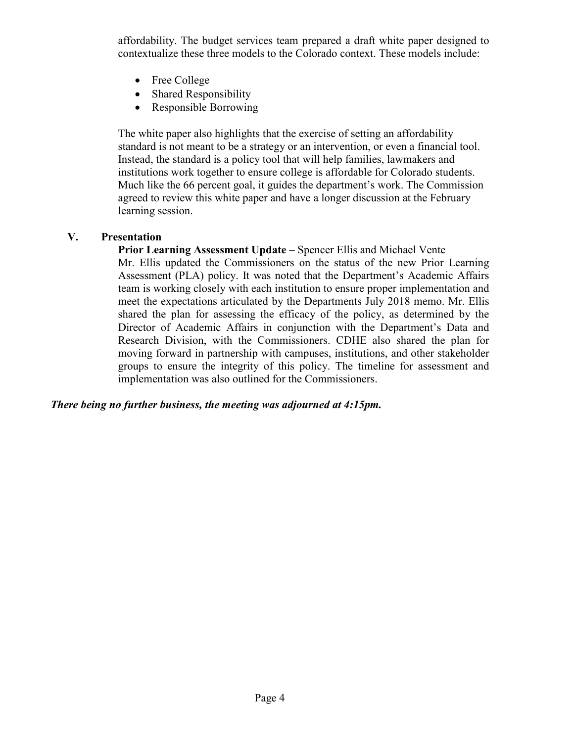affordability. The budget services team prepared a draft white paper designed to contextualize these three models to the Colorado context. These models include:

- Free College
- Shared Responsibility
- Responsible Borrowing

The white paper also highlights that the exercise of setting an affordability standard is not meant to be a strategy or an intervention, or even a financial tool. Instead, the standard is a policy tool that will help families, lawmakers and institutions work together to ensure college is affordable for Colorado students. Much like the 66 percent goal, it guides the department's work. The Commission agreed to review this white paper and have a longer discussion at the February learning session.

## V. Presentation

**Prior Learning Assessment Update** – Spencer Ellis and Michael Vente

Mr. Ellis updated the Commissioners on the status of the new Prior Learning Assessment (PLA) policy. It was noted that the Department's Academic Affairs team is working closely with each institution to ensure proper implementation and meet the expectations articulated by the Departments July 2018 memo. Mr. Ellis shared the plan for assessing the efficacy of the policy, as determined by the Director of Academic Affairs in conjunction with the Department's Data and Research Division, with the Commissioners. CDHE also shared the plan for moving forward in partnership with campuses, institutions, and other stakeholder groups to ensure the integrity of this policy. The timeline for assessment and implementation was also outlined for the Commissioners.

***There being no further business, the meeting was adjourned at 4:15pm.***